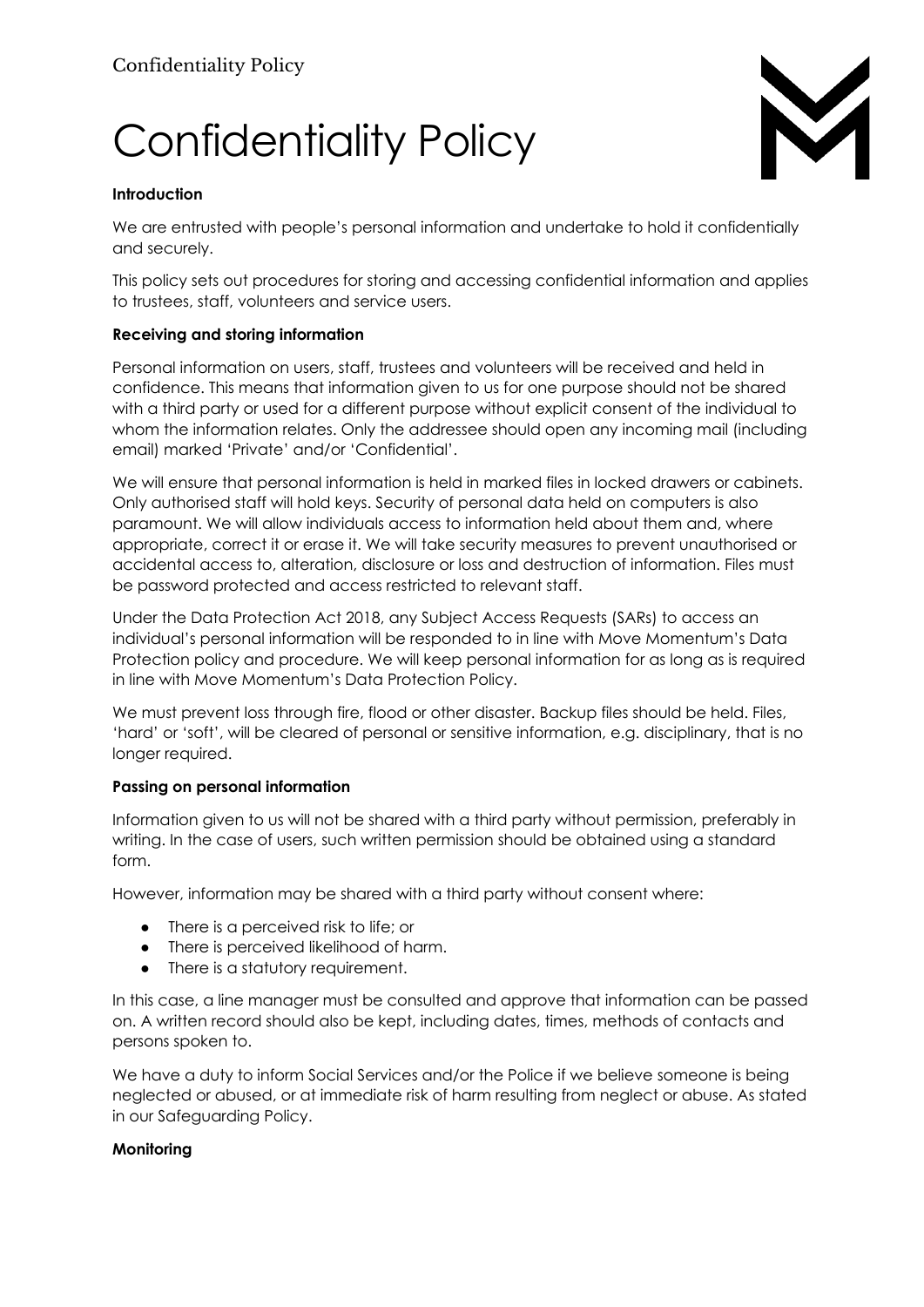# Confidentiality Policy

**Introduction**

We are entrusted with people's personal information and undertake to hold it confidentially and securely.

This policy sets out procedures for storing and accessing confidential information and applies to trustees, staff, volunteers and service users.

**Receiving and storing information**

Personal information on users, staff, trustees and volunteers will be received and held in confidence. This means that information given to us for one purpose should not be shared with a third party or used for a different purpose without explicit consent of the individual to whom the information relates. Only the addressee should open any incoming mail (including email) marked 'Private' and/or 'Confidential'.

We will ensure that personal information is held in marked files in locked drawers or cabinets. Only authorised staff will hold keys. Security of personal data held on computers is also paramount. We will allow individuals access to information held about them and, where appropriate, correct it or erase it. We will take security measures to prevent unauthorised or accidental access to, alteration, disclosure or loss and destruction of information. Files must be password protected and access restricted to relevant staff.

Under the Data Protection Act 2018, any Subject Access Requests (SARs) to access an individual's personal information will be responded to in line with Move Momentum's Data Protection policy and procedure. We will keep personal information for as long as is required in line with Move Momentum's Data Protection Policy.

We must prevent loss through fire, flood or other disaster. Backup files should be held. Files, 'hard' or 'soft', will be cleared of personal or sensitive information, e.g. disciplinary, that is no longer required.

**Passing on personal information**

Information given to us will not be shared with a third party without permission, preferably in writing. In the case of users, such written permission should be obtained using a standard form.

However, information may be shared with a third party without consent where:

- There is a perceived risk to life; or
- There is perceived likelihood of harm.
- There is a statutory requirement.

In this case, a line manager must be consulted and approve that information can be passed on. A written record should also be kept, including dates, times, methods of contacts and persons spoken to.

We have a duty to inform Social Services and/or the Police if we believe someone is being neglected or abused, or at immediate risk of harm resulting from neglect or abuse. As stated in our Safeguarding Policy.

**Monitoring**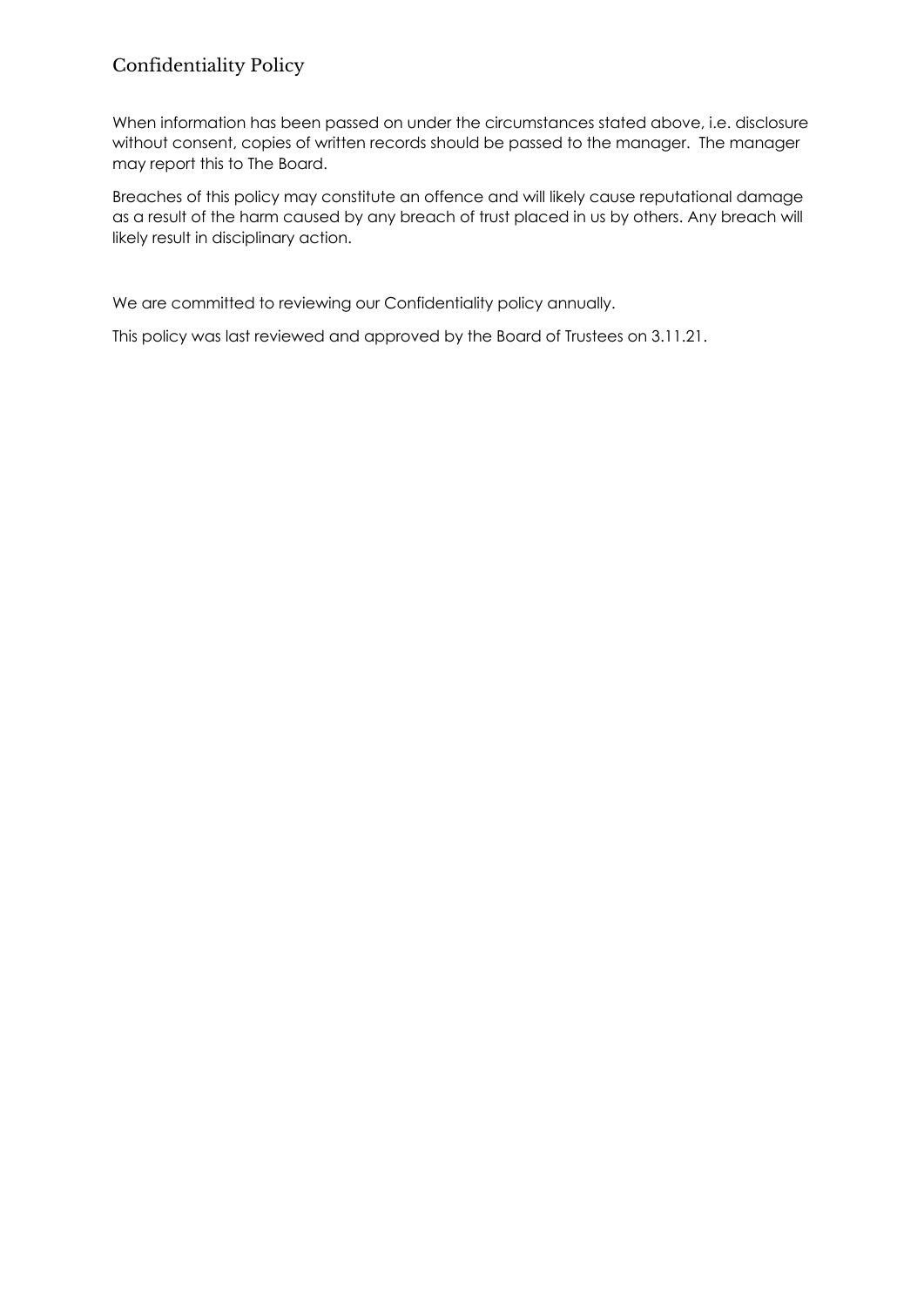When information has been passed on under the circumstances stated above, i.e. disclosure without consent, copies of written records should be passed to the manager. The manager may report this to The Board.

Breaches of this policy may constitute an offence and will likely cause reputational damage as a result of the harm caused by any breach of trust placed in us by others. Any breach will likely result in disciplinary action.

We are committed to reviewing our Confidentiality policy annually.

This policy was last reviewed and approved by the Board of Trustees on 3.11.21.